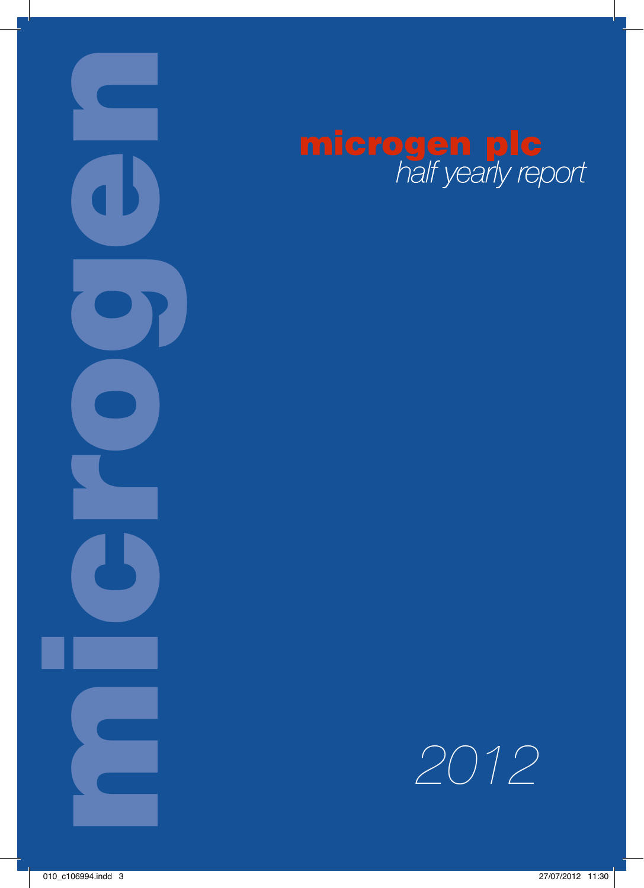# microgen plc

*half yearly report*

*2012*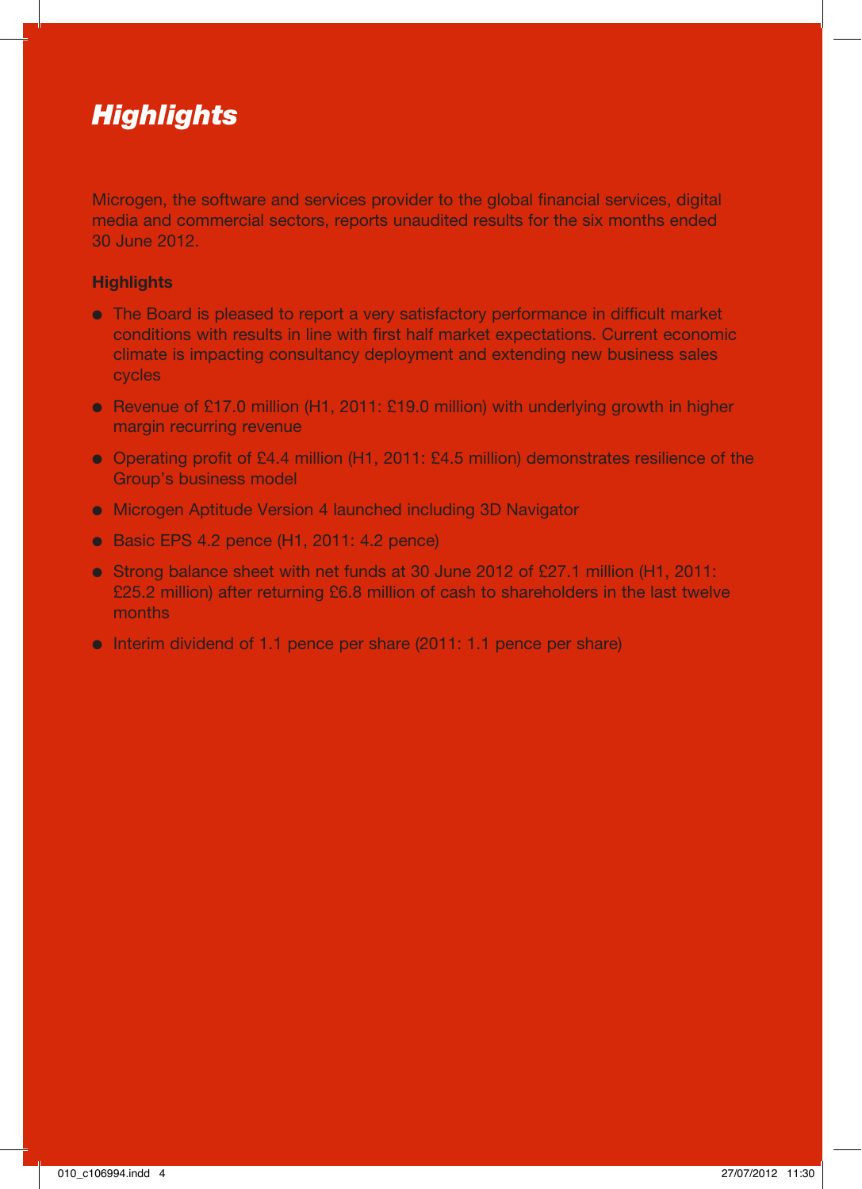# *Highlights*

Microgen, the software and services provider to the global financial services, digital media and commercial sectors, reports unaudited results for the six months ended 30 June 2012.

**Highlights**

- The Board is pleased to report a very satisfactory performance in difficult market conditions with results in line with first half market expectations. Current economic climate is impacting consultancy deployment and extending new business sales cycles
- Revenue of £17.0 million (H1, 2011: £19.0 million) with underlying growth in higher margin recurring revenue
- Operating profit of £4.4 million (H1, 2011: £4.5 million) demonstrates resilience of the Group's business model
- Microgen Aptitude Version 4 launched including 3D Navigator
- Basic EPS 4.2 pence (H1, 2011: 4.2 pence)
- Strong balance sheet with net funds at 30 June 2012 of £27.1 million (H1, 2011: £25.2 million) after returning £6.8 million of cash to shareholders in the last twelve months
- Interim dividend of 1.1 pence per share (2011: 1.1 pence per share)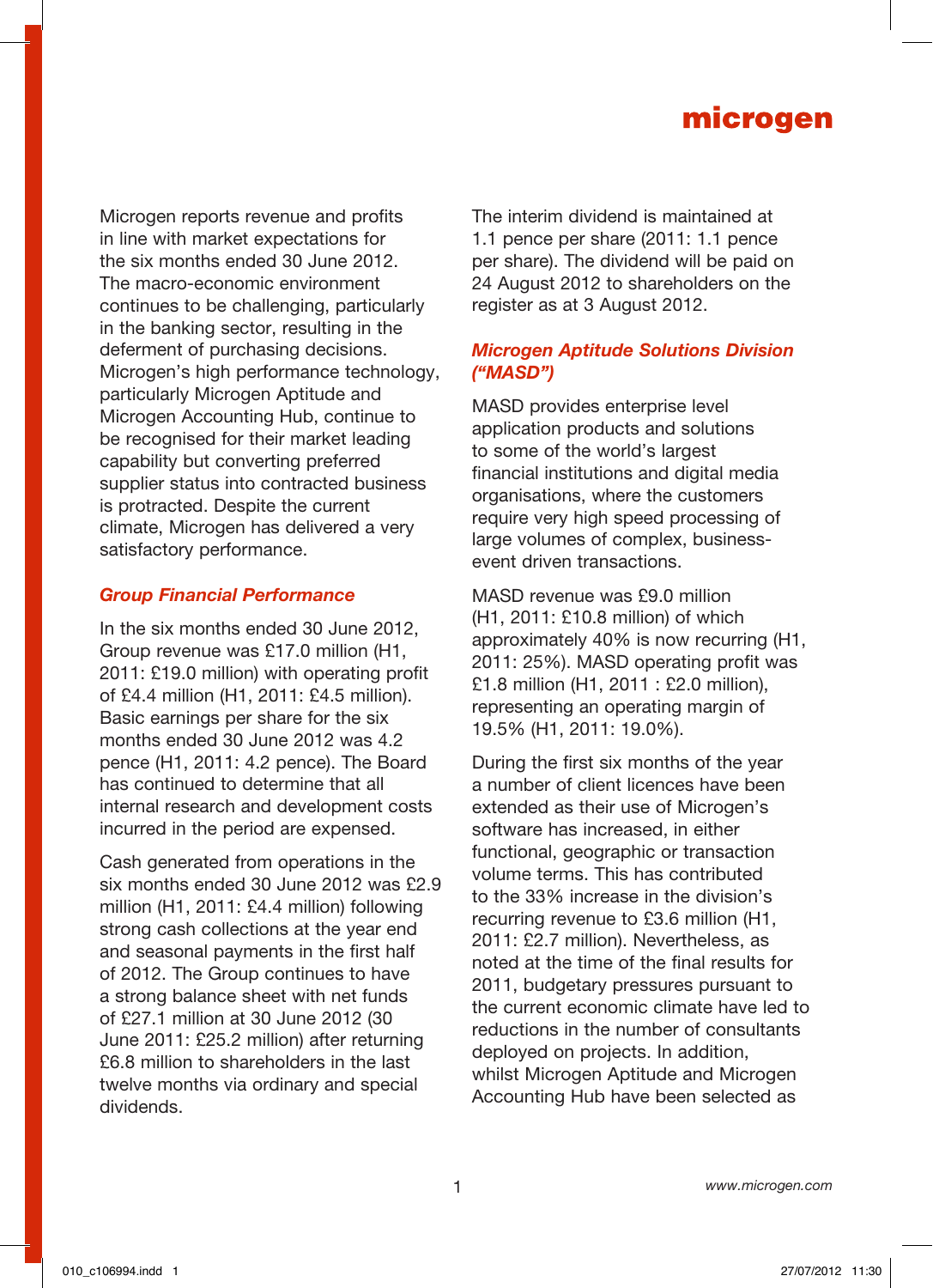Microgen reports revenue and profits in line with market expectations for the six months ended 30 June 2012. The macro-economic environment continues to be challenging, particularly in the banking sector, resulting in the deferment of purchasing decisions. Microgen's high performance technology, particularly Microgen Aptitude and Microgen Accounting Hub, continue to be recognised for their market leading capability but converting preferred supplier status into contracted business is protracted. Despite the current climate, Microgen has delivered a very satisfactory performance.

### *Group Financial Performance*

In the six months ended 30 June 2012, Group revenue was £17.0 million (H1, 2011: £19.0 million) with operating profit of £4.4 million (H1, 2011: £4.5 million). Basic earnings per share for the six months ended 30 June 2012 was 4.2 pence (H1, 2011: 4.2 pence). The Board has continued to determine that all internal research and development costs incurred in the period are expensed.

Cash generated from operations in the six months ended 30 June 2012 was £2.9 million (H1, 2011: £4.4 million) following strong cash collections at the year end and seasonal payments in the first half of 2012. The Group continues to have a strong balance sheet with net funds of £27.1 million at 30 June 2012 (30 June 2011: £25.2 million) after returning £6.8 million to shareholders in the last twelve months via ordinary and special dividends.

The interim dividend is maintained at 1.1 pence per share (2011: 1.1 pence per share). The dividend will be paid on 24 August 2012 to shareholders on the register as at 3 August 2012.

### *Microgen Aptitude Solutions Division ("MASD")*

MASD provides enterprise level application products and solutions to some of the world's largest financial institutions and digital media organisations, where the customers require very high speed processing of large volumes of complex, business-event driven transactions.

MASD revenue was £9.0 million (H1, 2011: £10.8 million) of which approximately 40% is now recurring (H1, 2011: 25%). MASD operating profit was £1.8 million (H1, 2011 : £2.0 million), representing an operating margin of 19.5% (H1, 2011: 19.0%).

During the first six months of the year a number of client licences have been extended as their use of Microgen's software has increased, in either functional, geographic or transaction volume terms. This has contributed to the 33% increase in the division's recurring revenue to £3.6 million (H1, 2011: £2.7 million). Nevertheless, as noted at the time of the final results for 2011, budgetary pressures pursuant to the current economic climate have led to reductions in the number of consultants deployed on projects. In addition, whilst Microgen Aptitude and Microgen Accounting Hub have been selected as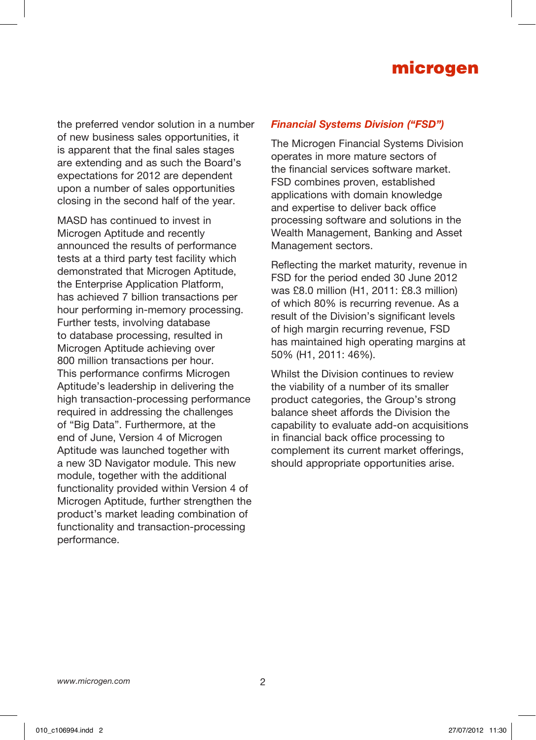the preferred vendor solution in a number of new business sales opportunities, it is apparent that the final sales stages are extending and as such the Board's expectations for 2012 are dependent upon a number of sales opportunities closing in the second half of the year.

MASD has continued to invest in Microgen Aptitude and recently announced the results of performance tests at a third party test facility which demonstrated that Microgen Aptitude, the Enterprise Application Platform, has achieved 7 billion transactions per hour performing in-memory processing. Further tests, involving database to database processing, resulted in Microgen Aptitude achieving over 800 million transactions per hour. This performance confirms Microgen Aptitude's leadership in delivering the high transaction-processing performance required in addressing the challenges of "Big Data". Furthermore, at the end of June, Version 4 of Microgen Aptitude was launched together with a new 3D Navigator module. This new module, together with the additional functionality provided within Version 4 of Microgen Aptitude, further strengthen the product's market leading combination of functionality and transaction-processing performance.

### *Financial Systems Division ("FSD")*

The Microgen Financial Systems Division operates in more mature sectors of the financial services software market. FSD combines proven, established applications with domain knowledge and expertise to deliver back office processing software and solutions in the Wealth Management, Banking and Asset Management sectors.

Reflecting the market maturity, revenue in FSD for the period ended 30 June 2012 was £8.0 million (H1, 2011: £8.3 million) of which 80% is recurring revenue. As a result of the Division's significant levels of high margin recurring revenue, FSD has maintained high operating margins at 50% (H1, 2011: 46%).

Whilst the Division continues to review the viability of a number of its smaller product categories, the Group's strong balance sheet affords the Division the capability to evaluate add-on acquisitions in financial back office processing to complement its current market offerings, should appropriate opportunities arise.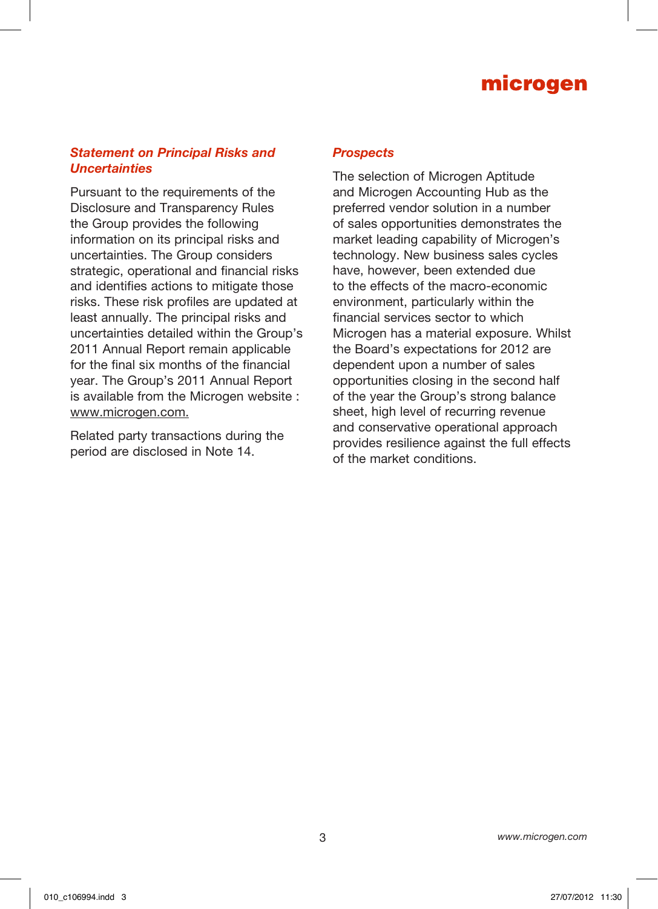### *Statement on Principal Risks and Uncertainties*

Pursuant to the requirements of the Disclosure and Transparency Rules the Group provides the following information on its principal risks and uncertainties. The Group considers strategic, operational and financial risks and identifies actions to mitigate those risks. These risk profiles are updated at least annually. The principal risks and uncertainties detailed within the Group's 2011 Annual Report remain applicable for the final six months of the financial year. The Group's 2011 Annual Report is available from the Microgen website : www.microgen.com.

Related party transactions during the period are disclosed in Note 14.

### *Prospects*

The selection of Microgen Aptitude and Microgen Accounting Hub as the preferred vendor solution in a number of sales opportunities demonstrates the market leading capability of Microgen's technology. New business sales cycles have, however, been extended due to the effects of the macro-economic environment, particularly within the financial services sector to which Microgen has a material exposure. Whilst the Board's expectations for 2012 are dependent upon a number of sales opportunities closing in the second half of the year the Group's strong balance sheet, high level of recurring revenue and conservative operational approach provides resilience against the full effects of the market conditions.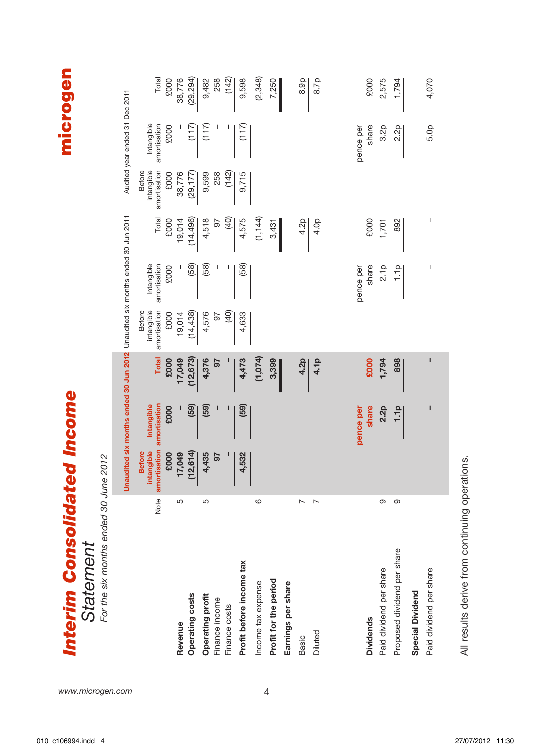# Interim Consolidated Income Statement

*For the six months ended 30 June 2012*

| | Note | Unaudited six months ended 30 Jun 2012 | | | Unaudited six months ended 30 Jun 2011 | | | Audited year ended 31 Dec 2011 | | |
|---|---|---|---|---|---|---|---|---|---|---|
| | | Before intangible amortisation | Intangible amortisation | Total | Before intangible amortisation | Intangible amortisation | Total | Before intangible amortisation | Intangible amortisation | Total |
| | | £000 | £000 | £000 | £000 | £000 | £000 | £000 | £000 | £000 |
| **Revenue** | 5 | 17,049 | - | 17,049 | 19,014 | - | 19,014 | 38,776 | - | 38,776 |
| **Operating costs** | | (12,614) | (59) | (12,673) | (14,438) | (58) | (14,496) | (29,177) | (117) | (29,294) |
| **Operating profit** | 5 | 4,435 | (59) | 4,376 | 4,576 | (58) | 4,518 | 9,599 | (117) | 9,482 |
| Finance income | | 97 | - | 97 | 97 | - | 97 | 258 | - | 258 |
| Finance costs | | - | - | - | (40) | - | (40) | (142) | - | (142) |
| **Profit before income tax** | | 4,532 | (59) | 4,473 | 4,633 | (58) | 4,575 | 9,715 | (117) | 9,598 |
| Income tax expense | 6 | | | (1,074) | | | (1,144) | | | (2,348) |
| **Profit for the period** | | | | 3,399 | | | 3,431 | | | 7,250 |
| **Earnings per share** | | | | | | | | | | |
| Basic | 7 | | | 4.2p | | | 4.2p | | | 8.9p |
| Diluted | 7 | | | 4.1p | | | 4.0p | | | 8.7p |
| | | | | | | | | | | |
| **Dividends** | | | pence per share | £000 | | pence per share | £000 | | pence per share | £000 |
| Paid dividend per share | 9 | | 2.2p | 1,794 | | 2.1p | 1,701 | | 3.2p | 2,575 |
| Proposed dividend per share | 9 | | 1.1p | 898 | | 1.1p | 892 | | 2.2p | 1,794 |
| **Special Dividend** | | | | | | | | | | |
| Paid dividend per share | | | - | - | | - | - | | 5.0p | 4,070 |

All results derive from continuing operations.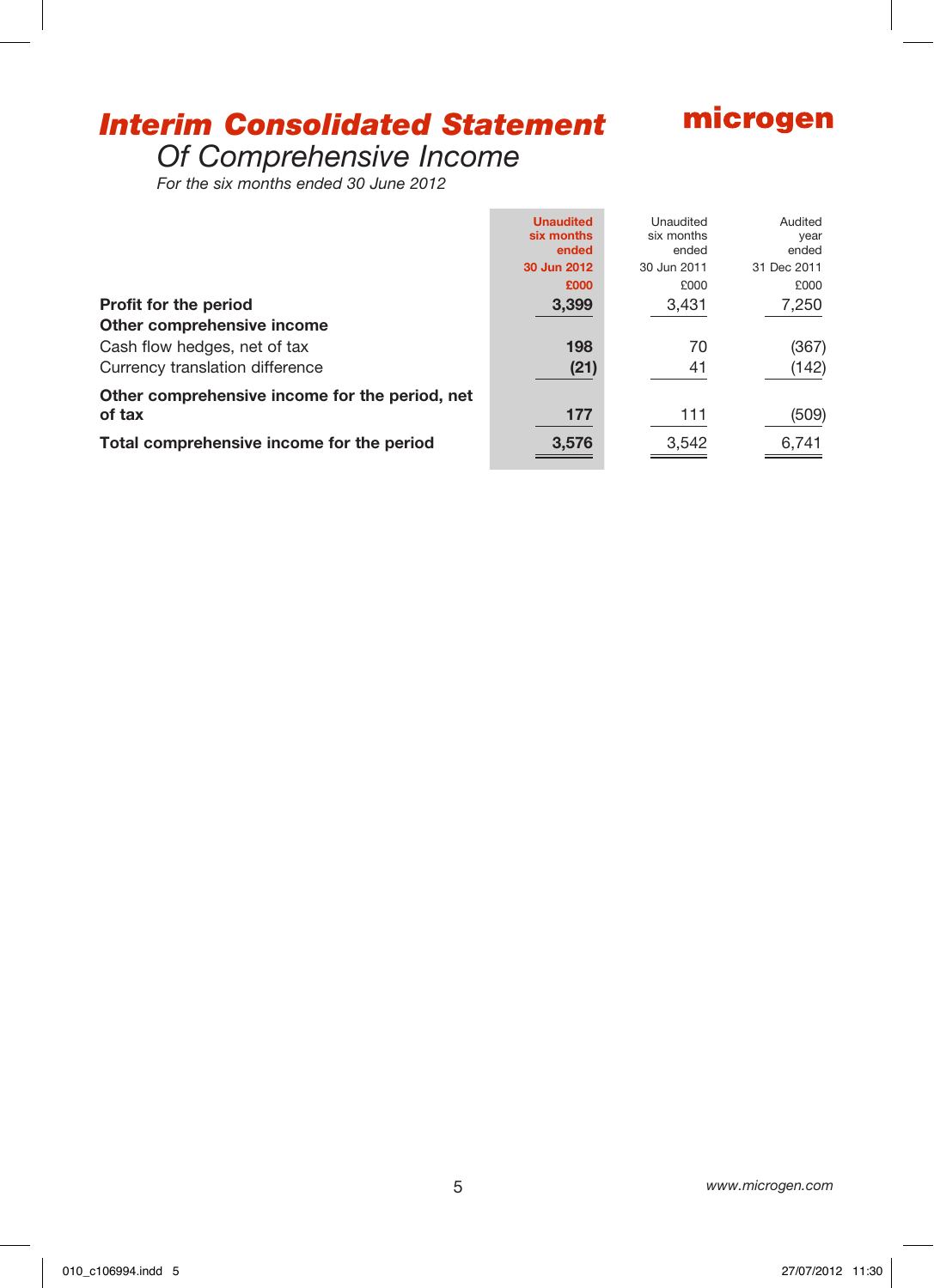# Interim Consolidated Statement
## Of Comprehensive Income

*For the six months ended 30 June 2012*

| | Unaudited six months ended 30 Jun 2012 £000 | Unaudited six months ended 30 Jun 2011 £000 | Audited year ended 31 Dec 2011 £000 |
|---|---|---|---|
| **Profit for the period** | **3,399** | 3,431 | 7,250 |
| **Other comprehensive income** | | | |
| Cash flow hedges, net of tax | **198** | 70 | (367) |
| Currency translation difference | **(21)** | 41 | (142) |
| **Other comprehensive income for the period, net of tax** | **177** | 111 | (509) |
| **Total comprehensive income for the period** | **3,576** | 3,542 | 6,741 |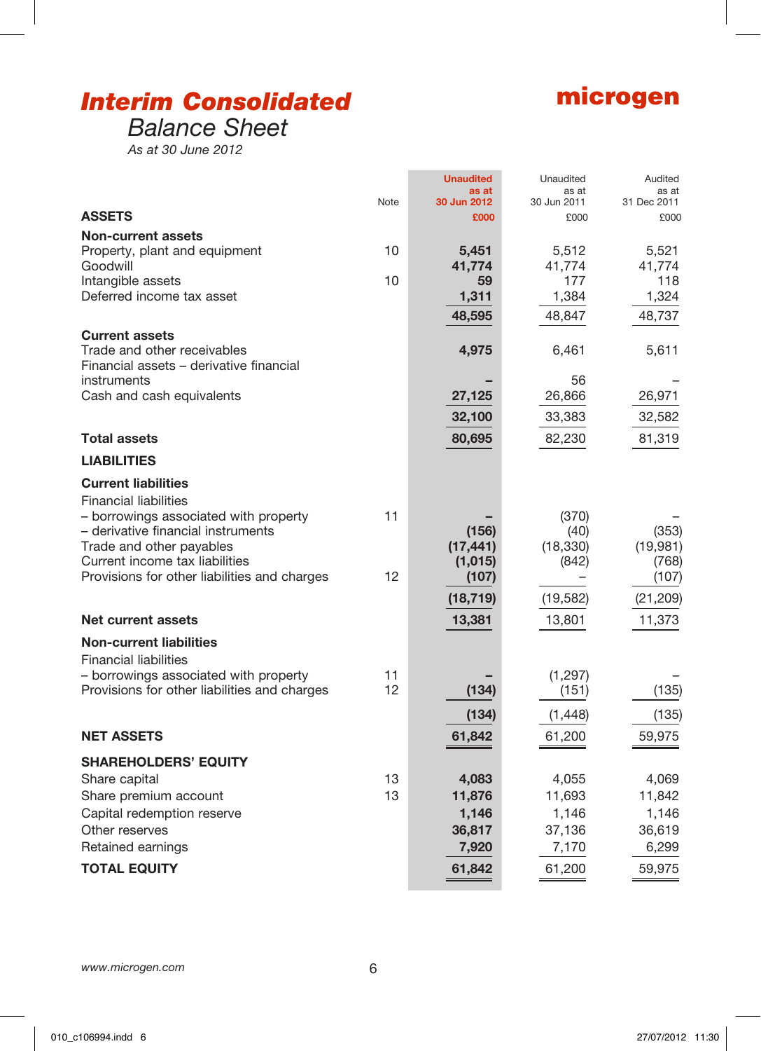# Interim Consolidated Balance Sheet

*As at 30 June 2012*

| | Note | Unaudited as at 30 Jun 2012 £000 | Unaudited as at 30 Jun 2011 £000 | Audited as at 31 Dec 2011 £000 |
|---|---|---|---|---|
| **ASSETS** | | | | |
| **Non-current assets** | | | | |
| Property, plant and equipment | 10 | **5,451** | 5,512 | 5,521 |
| Goodwill | | **41,774** | 41,774 | 41,774 |
| Intangible assets | 10 | **59** | 177 | 118 |
| Deferred income tax asset | | **1,311** | 1,384 | 1,324 |
| | | **48,595** | 48,847 | 48,737 |
| **Current assets** | | | | |
| Trade and other receivables | | **4,975** | 6,461 | 5,611 |
| Financial assets – derivative financial instruments | | **–** | 56 | – |
| Cash and cash equivalents | | **27,125** | 26,866 | 26,971 |
| | | **32,100** | 33,383 | 32,582 |
| **Total assets** | | **80,695** | 82,230 | 81,319 |
| **LIABILITIES** | | | | |
| **Current liabilities** | | | | |
| Financial liabilities | | | | |
| – borrowings associated with property | 11 | **–** | (370) | – |
| – derivative financial instruments | | **(156)** | (40) | (353) |
| Trade and other payables | | **(17,441)** | (18,330) | (19,981) |
| Current income tax liabilities | | **(1,015)** | (842) | (768) |
| Provisions for other liabilities and charges | 12 | **(107)** | – | (107) |
| | | **(18,719)** | (19,582) | (21,209) |
| **Net current assets** | | **13,381** | 13,801 | 11,373 |
| **Non-current liabilities** | | | | |
| Financial liabilities | | | | |
| – borrowings associated with property | 11 | **–** | (1,297) | – |
| Provisions for other liabilities and charges | 12 | **(134)** | (151) | (135) |
| | | **(134)** | (1,448) | (135) |
| **NET ASSETS** | | **61,842** | 61,200 | 59,975 |
| **SHAREHOLDERS' EQUITY** | | | | |
| Share capital | 13 | **4,083** | 4,055 | 4,069 |
| Share premium account | 13 | **11,876** | 11,693 | 11,842 |
| Capital redemption reserve | | **1,146** | 1,146 | 1,146 |
| Other reserves | | **36,817** | 37,136 | 36,619 |
| Retained earnings | | **7,920** | 7,170 | 6,299 |
| **TOTAL EQUITY** | | **61,842** | 61,200 | 59,975 |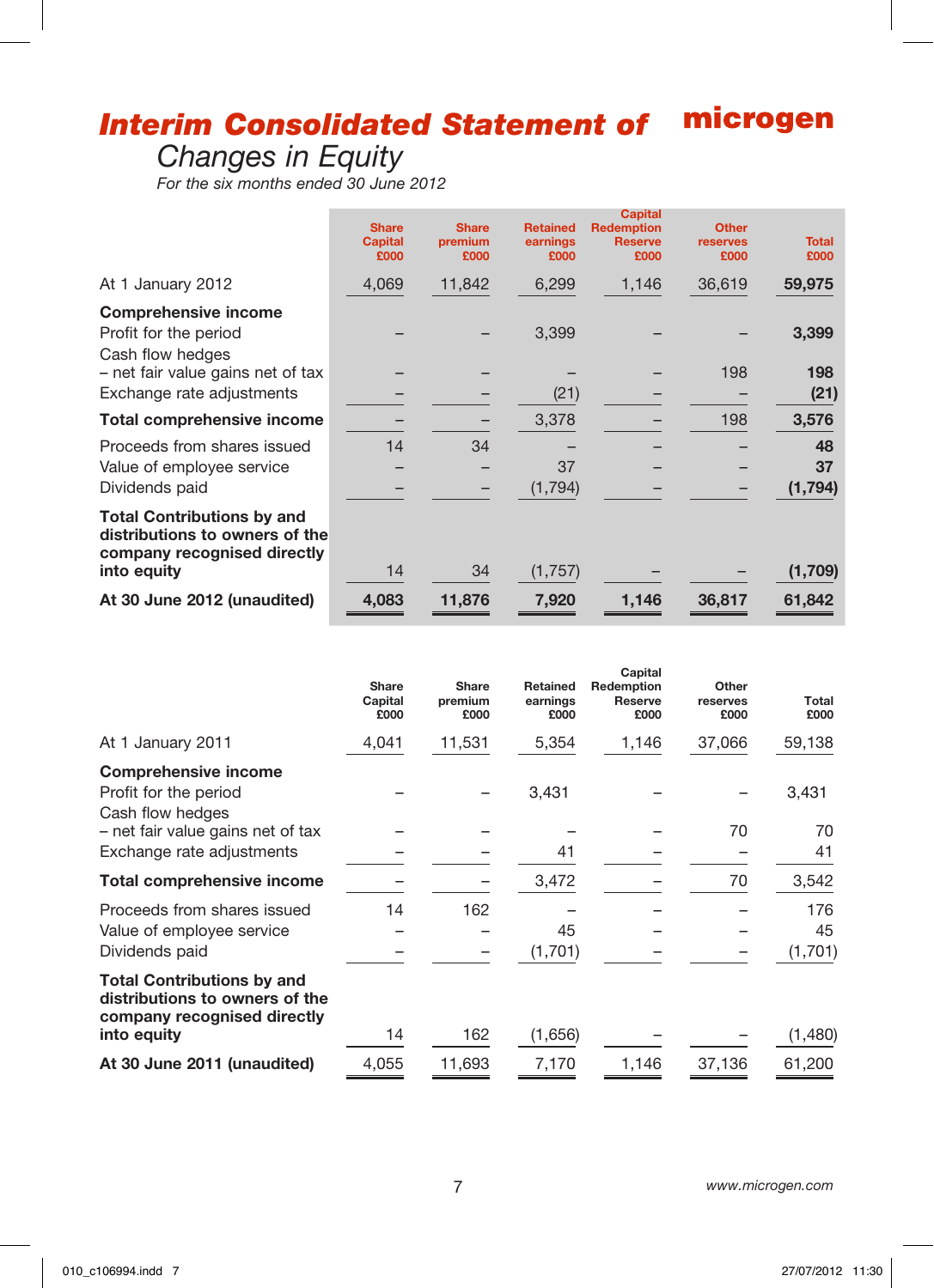# Interim Consolidated Statement of Changes in Equity

*For the six months ended 30 June 2012*

| | Share Capital £000 | Share premium £000 | Retained earnings £000 | Capital Redemption Reserve £000 | Other reserves £000 | Total £000 |
|---|---|---|---|---|---|---|
| At 1 January 2012 | 4,069 | 11,842 | 6,299 | 1,146 | 36,619 | **59,975** |
| **Comprehensive income** | | | | | | |
| Profit for the period | – | – | 3,399 | – | – | **3,399** |
| Cash flow hedges – net fair value gains net of tax | – | – | – | – | 198 | **198** |
| Exchange rate adjustments | – | – | (21) | – | – | **(21)** |
| **Total comprehensive income** | – | – | 3,378 | – | 198 | **3,576** |
| Proceeds from shares issued | 14 | 34 | – | – | – | **48** |
| Value of employee service | – | – | 37 | – | – | **37** |
| Dividends paid | – | – | (1,794) | – | – | **(1,794)** |
| **Total Contributions by and distributions to owners of the company recognised directly into equity** | 14 | 34 | (1,757) | – | – | **(1,709)** |
| **At 30 June 2012 (unaudited)** | **4,083** | **11,876** | **7,920** | **1,146** | **36,817** | **61,842** |

| | Share Capital £000 | Share premium £000 | Retained earnings £000 | Capital Redemption Reserve £000 | Other reserves £000 | Total £000 |
|---|---|---|---|---|---|---|
| At 1 January 2011 | 4,041 | 11,531 | 5,354 | 1,146 | 37,066 | 59,138 |
| **Comprehensive income** | | | | | | |
| Profit for the period | – | – | 3,431 | – | – | 3,431 |
| Cash flow hedges – net fair value gains net of tax | – | – | – | – | 70 | 70 |
| Exchange rate adjustments | – | – | 41 | – | – | 41 |
| **Total comprehensive income** | – | – | 3,472 | – | 70 | 3,542 |
| Proceeds from shares issued | 14 | 162 | – | – | – | 176 |
| Value of employee service | – | – | 45 | – | – | 45 |
| Dividends paid | – | – | (1,701) | – | – | (1,701) |
| **Total Contributions by and distributions to owners of the company recognised directly into equity** | 14 | 162 | (1,656) | – | – | (1,480) |
| **At 30 June 2011 (unaudited)** | 4,055 | 11,693 | 7,170 | 1,146 | 37,136 | 61,200 |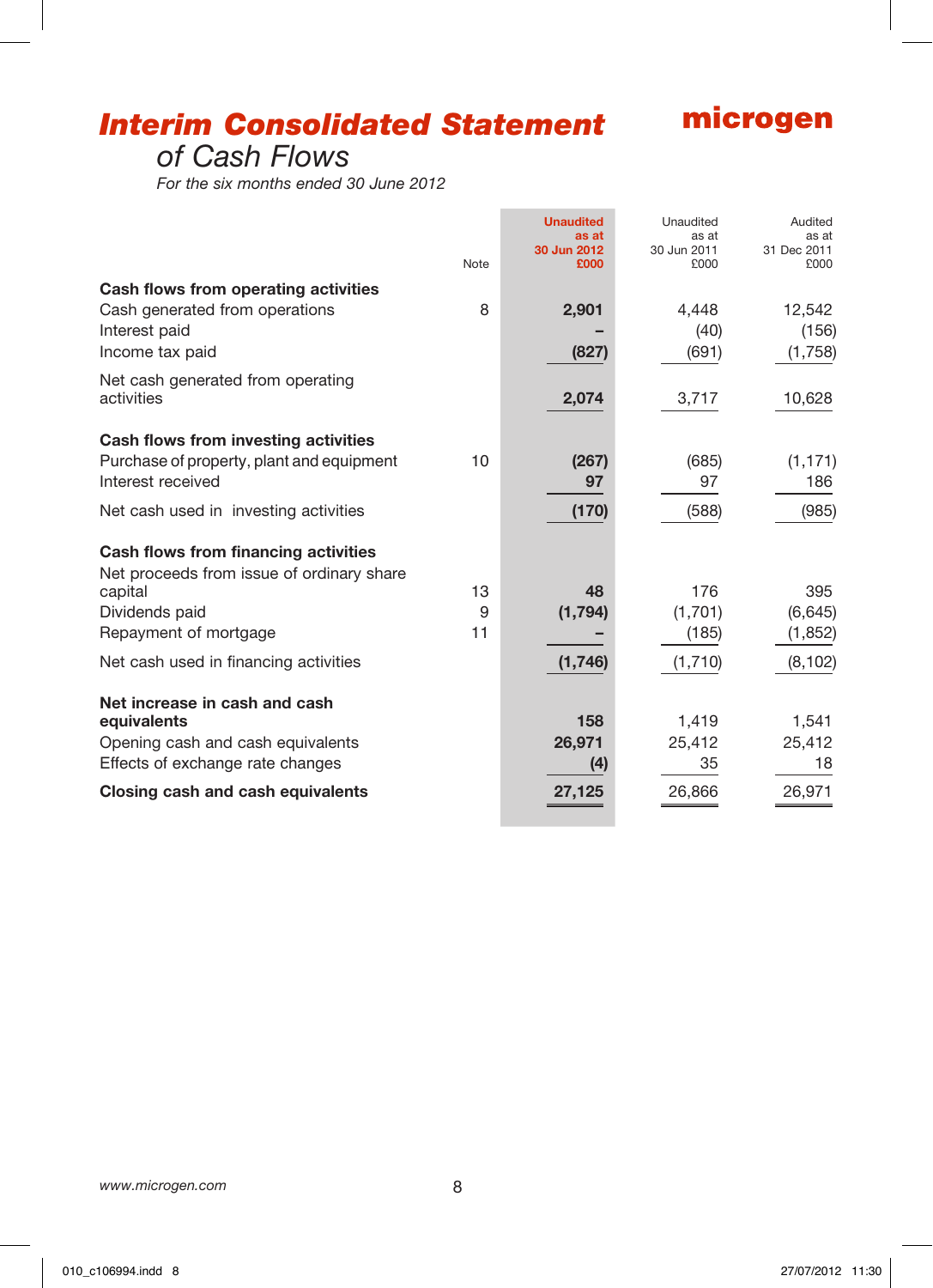# Interim Consolidated Statement of Cash Flows

*For the six months ended 30 June 2012*

| | Note | Unaudited as at 30 Jun 2012 £000 | Unaudited as at 30 Jun 2011 £000 | Audited as at 31 Dec 2011 £000 |
|---|---|---|---|---|
| **Cash flows from operating activities** | | | | |
| Cash generated from operations | 8 | **2,901** | 4,448 | 12,542 |
| Interest paid | | **–** | (40) | (156) |
| Income tax paid | | **(827)** | (691) | (1,758) |
| Net cash generated from operating activities | | **2,074** | 3,717 | 10,628 |
| **Cash flows from investing activities** | | | | |
| Purchase of property, plant and equipment | 10 | **(267)** | (685) | (1,171) |
| Interest received | | **97** | 97 | 186 |
| Net cash used in investing activities | | **(170)** | (588) | (985) |
| **Cash flows from financing activities** | | | | |
| Net proceeds from issue of ordinary share capital | 13 | **48** | 176 | 395 |
| Dividends paid | 9 | **(1,794)** | (1,701) | (6,645) |
| Repayment of mortgage | 11 | **–** | (185) | (1,852) |
| Net cash used in financing activities | | **(1,746)** | (1,710) | (8,102) |
| **Net increase in cash and cash equivalents** | | **158** | 1,419 | 1,541 |
| Opening cash and cash equivalents | | **26,971** | 25,412 | 25,412 |
| Effects of exchange rate changes | | **(4)** | 35 | 18 |
| **Closing cash and cash equivalents** | | **27,125** | 26,866 | 26,971 |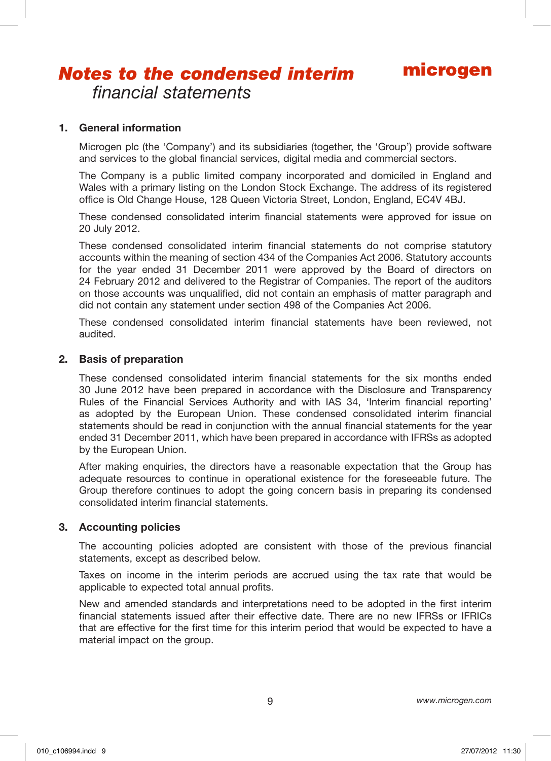# *Notes to the condensed interim financial statements*

## 1. General information

Microgen plc (the 'Company') and its subsidiaries (together, the 'Group') provide software and services to the global financial services, digital media and commercial sectors.

The Company is a public limited company incorporated and domiciled in England and Wales with a primary listing on the London Stock Exchange. The address of its registered office is Old Change House, 128 Queen Victoria Street, London, England, EC4V 4BJ.

These condensed consolidated interim financial statements were approved for issue on 20 July 2012.

These condensed consolidated interim financial statements do not comprise statutory accounts within the meaning of section 434 of the Companies Act 2006. Statutory accounts for the year ended 31 December 2011 were approved by the Board of directors on 24 February 2012 and delivered to the Registrar of Companies. The report of the auditors on those accounts was unqualified, did not contain an emphasis of matter paragraph and did not contain any statement under section 498 of the Companies Act 2006.

These condensed consolidated interim financial statements have been reviewed, not audited.

## 2. Basis of preparation

These condensed consolidated interim financial statements for the six months ended 30 June 2012 have been prepared in accordance with the Disclosure and Transparency Rules of the Financial Services Authority and with IAS 34, 'Interim financial reporting' as adopted by the European Union. These condensed consolidated interim financial statements should be read in conjunction with the annual financial statements for the year ended 31 December 2011, which have been prepared in accordance with IFRSs as adopted by the European Union.

After making enquiries, the directors have a reasonable expectation that the Group has adequate resources to continue in operational existence for the foreseeable future. The Group therefore continues to adopt the going concern basis in preparing its condensed consolidated interim financial statements.

## 3. Accounting policies

The accounting policies adopted are consistent with those of the previous financial statements, except as described below.

Taxes on income in the interim periods are accrued using the tax rate that would be applicable to expected total annual profits.

New and amended standards and interpretations need to be adopted in the first interim financial statements issued after their effective date. There are no new IFRSs or IFRICs that are effective for the first time for this interim period that would be expected to have a material impact on the group.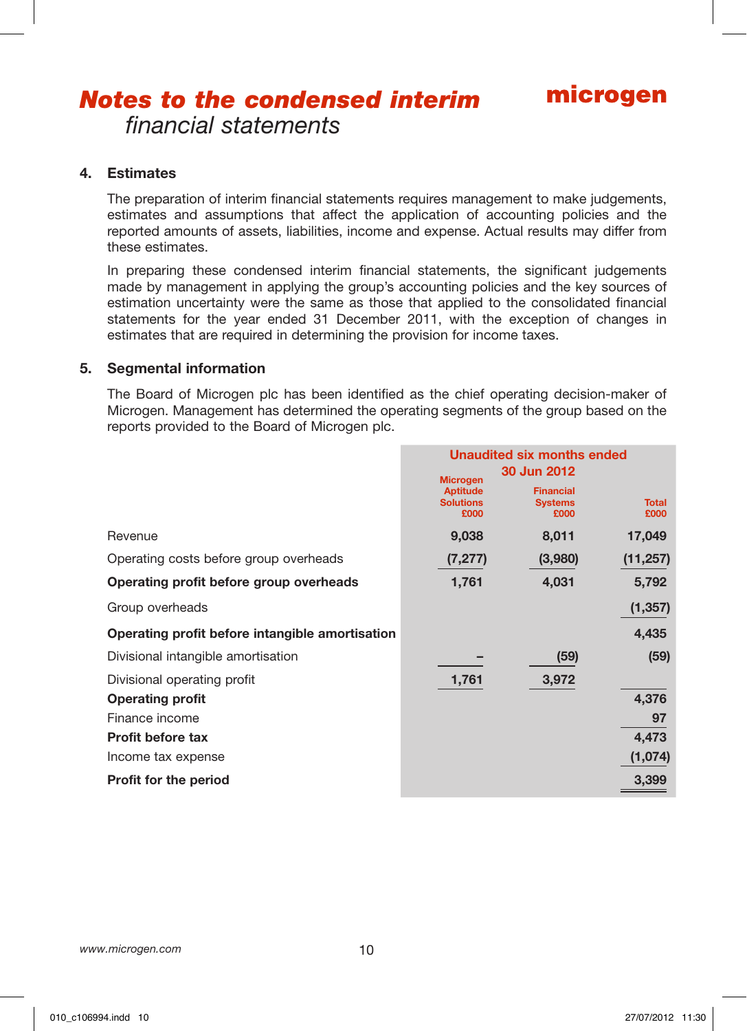# Notes to the condensed interim financial statements

## 4. Estimates

The preparation of interim financial statements requires management to make judgements, estimates and assumptions that affect the application of accounting policies and the reported amounts of assets, liabilities, income and expense. Actual results may differ from these estimates.

In preparing these condensed interim financial statements, the significant judgements made by management in applying the group's accounting policies and the key sources of estimation uncertainty were the same as those that applied to the consolidated financial statements for the year ended 31 December 2011, with the exception of changes in estimates that are required in determining the provision for income taxes.

## 5. Segmental information

The Board of Microgen plc has been identified as the chief operating decision-maker of Microgen. Management has determined the operating segments of the group based on the reports provided to the Board of Microgen plc.

| | Unaudited six months ended 30 Jun 2012 | | |
|---|---|---|---|
| | Microgen Aptitude Solutions £000 | Financial Systems £000 | Total £000 |
| Revenue | 9,038 | 8,011 | 17,049 |
| Operating costs before group overheads | (7,277) | (3,980) | (11,257) |
| **Operating profit before group overheads** | 1,761 | 4,031 | 5,792 |
| Group overheads | | | (1,357) |
| **Operating profit before intangible amortisation** | | | 4,435 |
| Divisional intangible amortisation | – | (59) | (59) |
| Divisional operating profit | 1,761 | 3,972 | |
| **Operating profit** | | | 4,376 |
| Finance income | | | 97 |
| **Profit before tax** | | | 4,473 |
| Income tax expense | | | (1,074) |
| **Profit for the period** | | | 3,399 |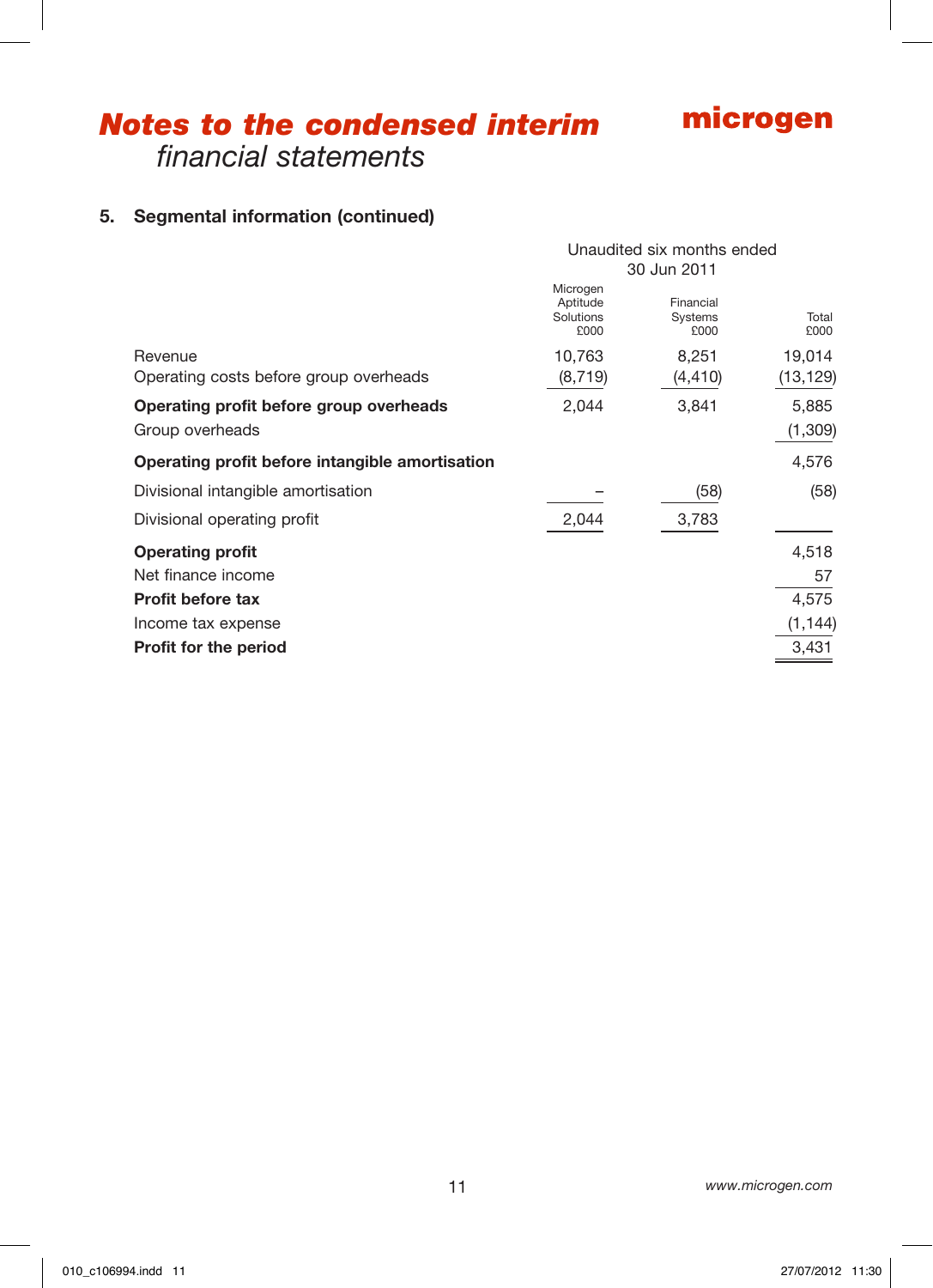# *Notes to the condensed interim financial statements*

## 5. Segmental information (continued)

| | Unaudited six months ended 30 Jun 2011 | | |
|---|---|---|---|
| | Microgen Aptitude Solutions £000 | Financial Systems £000 | Total £000 |
| Revenue | 10,763 | 8,251 | 19,014 |
| Operating costs before group overheads | (8,719) | (4,410) | (13,129) |
| **Operating profit before group overheads** | 2,044 | 3,841 | 5,885 |
| Group overheads | | | (1,309) |
| **Operating profit before intangible amortisation** | | | 4,576 |
| Divisional intangible amortisation | – | (58) | (58) |
| Divisional operating profit | 2,044 | 3,783 | |
| **Operating profit** | | | 4,518 |
| Net finance income | | | 57 |
| **Profit before tax** | | | 4,575 |
| Income tax expense | | | (1,144) |
| **Profit for the period** | | | 3,431 |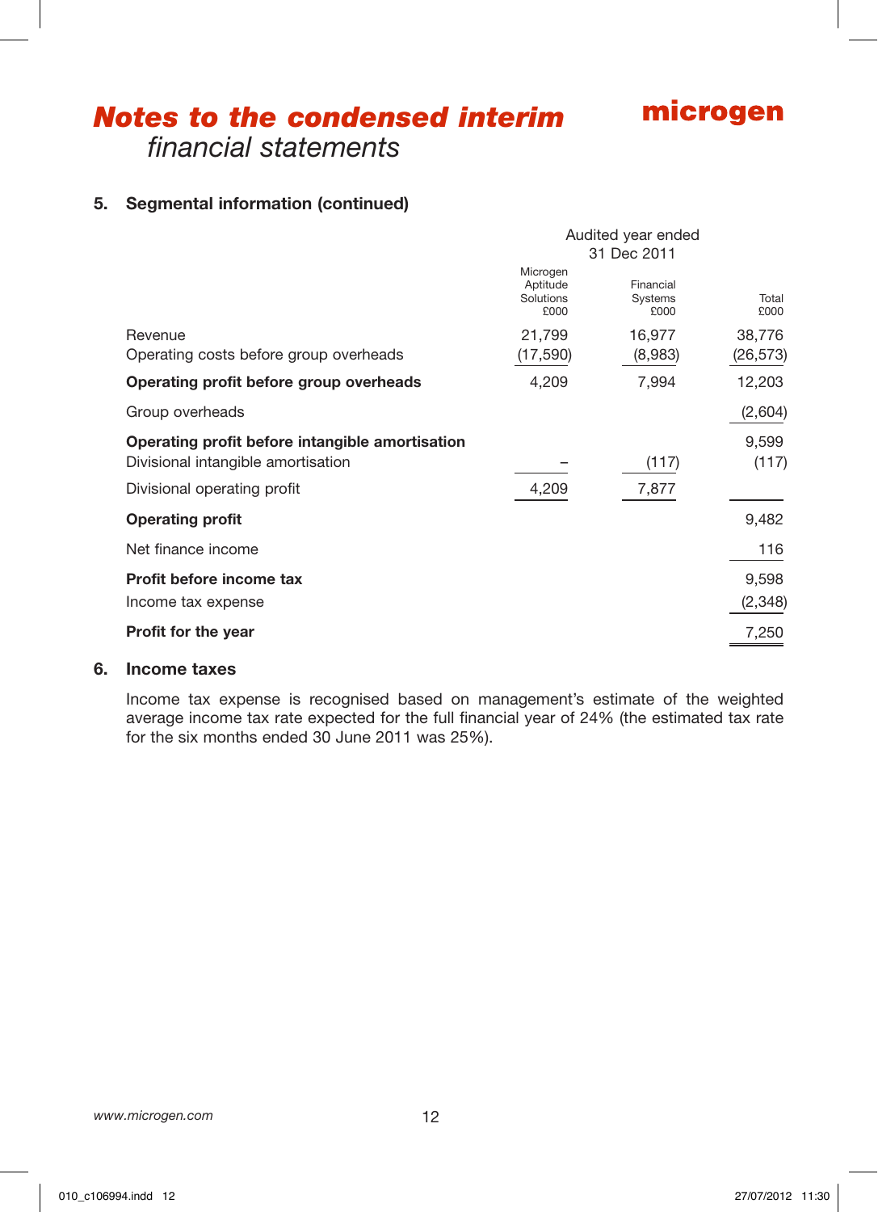# Notes to the condensed interim *financial statements*

## 5. Segmental information (continued)

| | Audited year ended 31 Dec 2011 | | |
|---|---|---|---|
| | Microgen Aptitude Solutions £000 | Financial Systems £000 | Total £000 |
| Revenue | 21,799 | 16,977 | 38,776 |
| Operating costs before group overheads | (17,590) | (8,983) | (26,573) |
| **Operating profit before group overheads** | 4,209 | 7,994 | 12,203 |
| Group overheads | | | (2,604) |
| **Operating profit before intangible amortisation** | | | 9,599 |
| Divisional intangible amortisation | – | (117) | (117) |
| Divisional operating profit | 4,209 | 7,877 | |
| **Operating profit** | | | 9,482 |
| Net finance income | | | 116 |
| **Profit before income tax** | | | 9,598 |
| Income tax expense | | | (2,348) |
| **Profit for the year** | | | 7,250 |

## 6. Income taxes

Income tax expense is recognised based on management's estimate of the weighted average income tax rate expected for the full financial year of 24% (the estimated tax rate for the six months ended 30 June 2011 was 25%).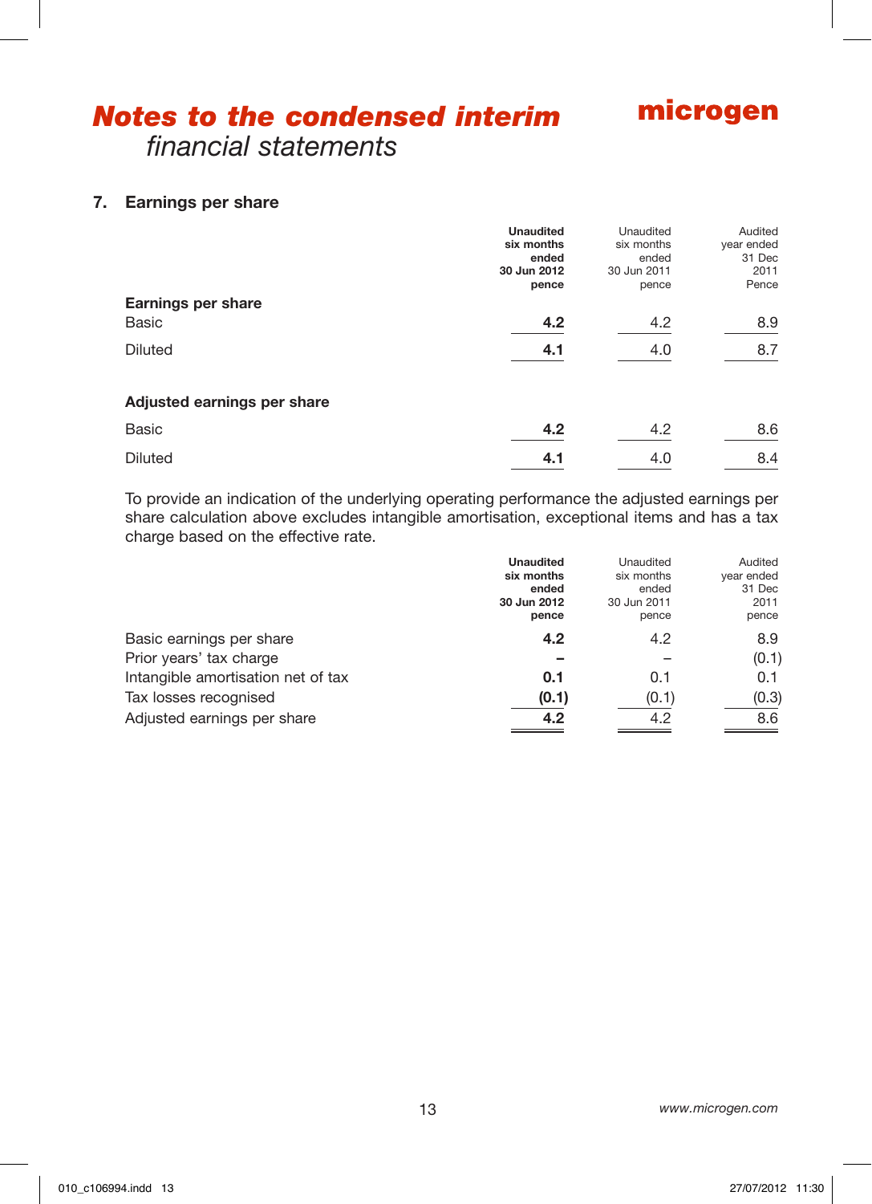# *Notes to the condensed interim financial statements*

## 7. Earnings per share

| | **Unaudited six months ended 30 Jun 2012 pence** | Unaudited six months ended 30 Jun 2011 pence | Audited year ended 31 Dec 2011 Pence |
|---|---|---|---|
| **Earnings per share** | | | |
| Basic | **4.2** | 4.2 | 8.9 |
| Diluted | **4.1** | 4.0 | 8.7 |
| **Adjusted earnings per share** | | | |
| Basic | **4.2** | 4.2 | 8.6 |
| Diluted | **4.1** | 4.0 | 8.4 |

To provide an indication of the underlying operating performance the adjusted earnings per share calculation above excludes intangible amortisation, exceptional items and has a tax charge based on the effective rate.

| | **Unaudited six months ended 30 Jun 2012 pence** | Unaudited six months ended 30 Jun 2011 pence | Audited year ended 31 Dec 2011 pence |
|---|---|---|---|
| Basic earnings per share | **4.2** | 4.2 | 8.9 |
| Prior years' tax charge | **–** | – | (0.1) |
| Intangible amortisation net of tax | **0.1** | 0.1 | 0.1 |
| Tax losses recognised | **(0.1)** | (0.1) | (0.3) |
| Adjusted earnings per share | **4.2** | 4.2 | 8.6 |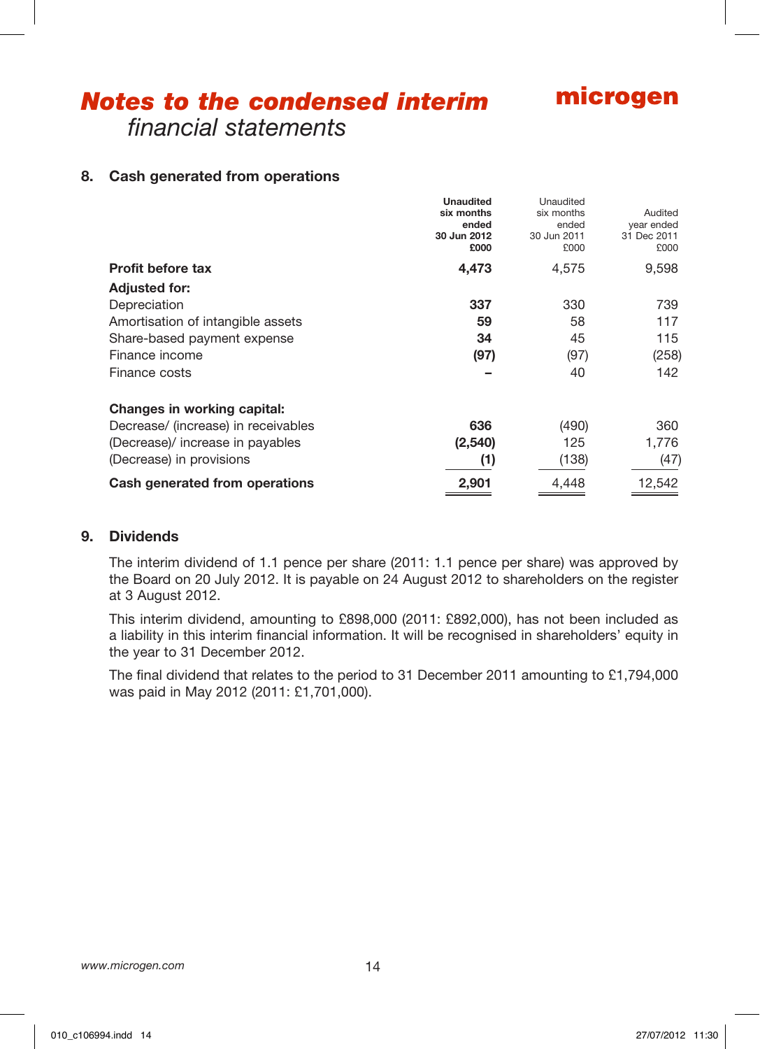# Notes to the condensed interim financial statements

## 8. Cash generated from operations

| | **Unaudited six months ended 30 Jun 2012 £000** | Unaudited six months ended 30 Jun 2011 £000 | Audited year ended 31 Dec 2011 £000 |
|---|---|---|---|
| **Profit before tax** | **4,473** | 4,575 | 9,598 |
| **Adjusted for:** | | | |
| Depreciation | **337** | 330 | 739 |
| Amortisation of intangible assets | **59** | 58 | 117 |
| Share-based payment expense | **34** | 45 | 115 |
| Finance income | **(97)** | (97) | (258) |
| Finance costs | **–** | 40 | 142 |
| **Changes in working capital:** | | | |
| Decrease/ (increase) in receivables | **636** | (490) | 360 |
| (Decrease)/ increase in payables | **(2,540)** | 125 | 1,776 |
| (Decrease) in provisions | **(1)** | (138) | (47) |
| **Cash generated from operations** | **2,901** | 4,448 | 12,542 |

## 9. Dividends

The interim dividend of 1.1 pence per share (2011: 1.1 pence per share) was approved by the Board on 20 July 2012. It is payable on 24 August 2012 to shareholders on the register at 3 August 2012.

This interim dividend, amounting to £898,000 (2011: £892,000), has not been included as a liability in this interim financial information. It will be recognised in shareholders' equity in the year to 31 December 2012.

The final dividend that relates to the period to 31 December 2011 amounting to £1,794,000 was paid in May 2012 (2011: £1,701,000).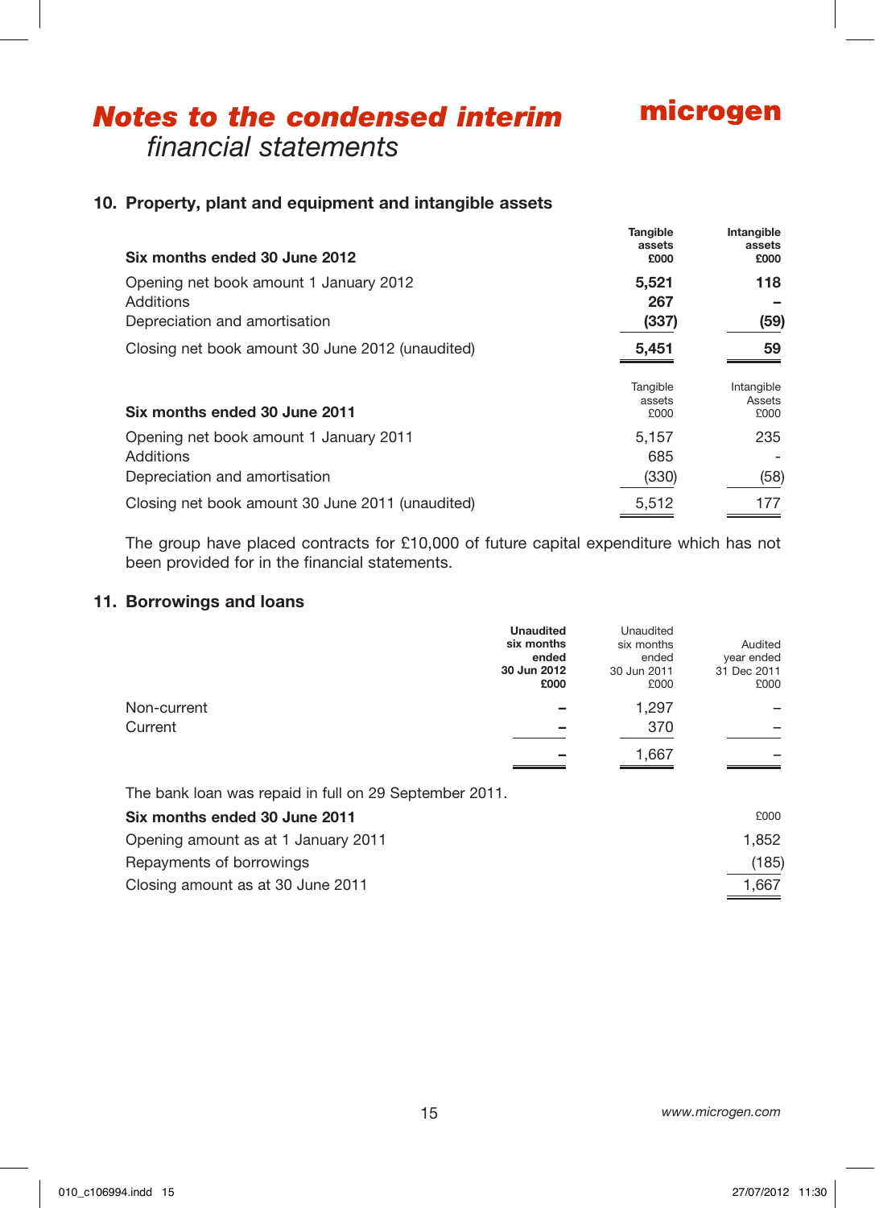# *Notes to the condensed interim financial statements*

## 10. Property, plant and equipment and intangible assets

| **Six months ended 30 June 2012** | **Tangible assets £000** | **Intangible assets £000** |
|---|---|---|
| Opening net book amount 1 January 2012 | **5,521** | **118** |
| Additions | **267** | **–** |
| Depreciation and amortisation | **(337)** | **(59)** |
| Closing net book amount 30 June 2012 (unaudited) | **5,451** | **59** |

| **Six months ended 30 June 2011** | Tangible assets £000 | Intangible Assets £000 |
|---|---|---|
| Opening net book amount 1 January 2011 | 5,157 | 235 |
| Additions | 685 | - |
| Depreciation and amortisation | (330) | (58) |
| Closing net book amount 30 June 2011 (unaudited) | 5,512 | 177 |

The group have placed contracts for £10,000 of future capital expenditure which has not been provided for in the financial statements.

## 11. Borrowings and loans

| | **Unaudited six months ended 30 Jun 2012 £000** | Unaudited six months ended 30 Jun 2011 £000 | Audited year ended 31 Dec 2011 £000 |
|---|---|---|---|
| Non-current | **–** | 1,297 | – |
| Current | **–** | 370 | – |
| | **–** | 1,667 | – |

The bank loan was repaid in full on 29 September 2011.

| **Six months ended 30 June 2011** | £000 |
|---|---|
| Opening amount as at 1 January 2011 | 1,852 |
| Repayments of borrowings | (185) |
| Closing amount as at 30 June 2011 | 1,667 |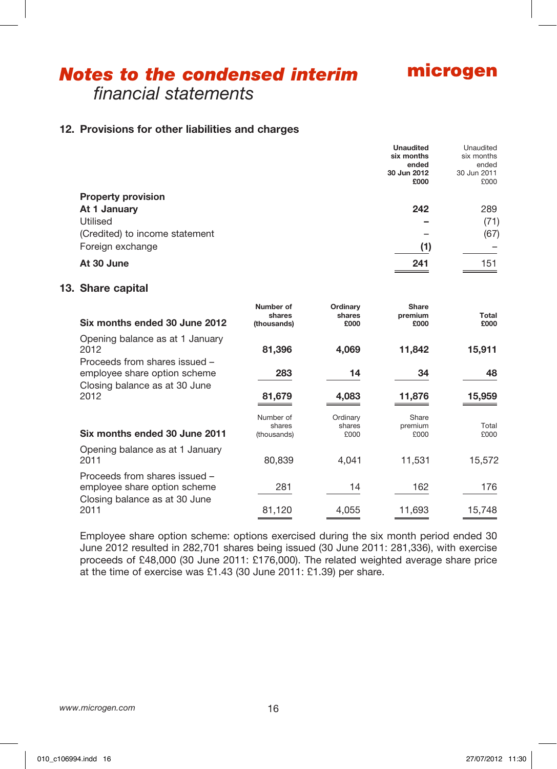# ***Notes to the condensed interim*** *financial statements*

## 12. Provisions for other liabilities and charges

| | **Unaudited six months ended 30 Jun 2012 £000** | Unaudited six months ended 30 Jun 2011 £000 |
|---|---|---|
| **Property provision** | | |
| **At 1 January** | **242** | 289 |
| Utilised | **–** | (71) |
| (Credited) to income statement | – | (67) |
| Foreign exchange | **(1)** | – |
| **At 30 June** | **241** | 151 |

## 13. Share capital

| **Six months ended 30 June 2012** | **Number of shares (thousands)** | **Ordinary shares £000** | **Share premium £000** | **Total £000** |
|---|---|---|---|---|
| Opening balance as at 1 January 2012 | **81,396** | **4,069** | **11,842** | **15,911** |
| Proceeds from shares issued – employee share option scheme | **283** | **14** | **34** | **48** |
| Closing balance as at 30 June 2012 | **81,679** | **4,083** | **11,876** | **15,959** |

| **Six months ended 30 June 2011** | Number of shares (thousands) | Ordinary shares £000 | Share premium £000 | Total £000 |
|---|---|---|---|---|
| Opening balance as at 1 January 2011 | 80,839 | 4,041 | 11,531 | 15,572 |
| Proceeds from shares issued – employee share option scheme | 281 | 14 | 162 | 176 |
| Closing balance as at 30 June 2011 | 81,120 | 4,055 | 11,693 | 15,748 |

Employee share option scheme: options exercised during the six month period ended 30 June 2012 resulted in 282,701 shares being issued (30 June 2011: 281,336), with exercise proceeds of £48,000 (30 June 2011: £176,000). The related weighted average share price at the time of exercise was £1.43 (30 June 2011: £1.39) per share.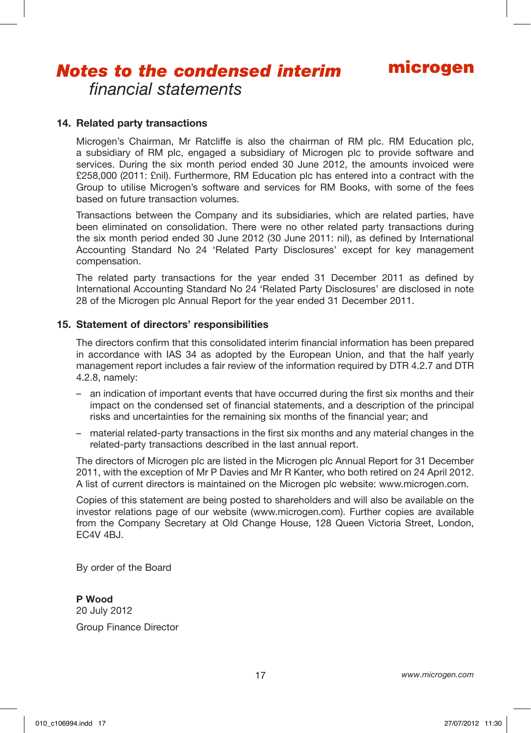## 14. Related party transactions

Microgen's Chairman, Mr Ratcliffe is also the chairman of RM plc. RM Education plc, a subsidiary of RM plc, engaged a subsidiary of Microgen plc to provide software and services. During the six month period ended 30 June 2012, the amounts invoiced were £258,000 (2011: £nil). Furthermore, RM Education plc has entered into a contract with the Group to utilise Microgen's software and services for RM Books, with some of the fees based on future transaction volumes.

Transactions between the Company and its subsidiaries, which are related parties, have been eliminated on consolidation. There were no other related party transactions during the six month period ended 30 June 2012 (30 June 2011: nil), as defined by International Accounting Standard No 24 'Related Party Disclosures' except for key management compensation.

The related party transactions for the year ended 31 December 2011 as defined by International Accounting Standard No 24 'Related Party Disclosures' are disclosed in note 28 of the Microgen plc Annual Report for the year ended 31 December 2011.

## 15. Statement of directors' responsibilities

The directors confirm that this consolidated interim financial information has been prepared in accordance with IAS 34 as adopted by the European Union, and that the half yearly management report includes a fair review of the information required by DTR 4.2.7 and DTR 4.2.8, namely:

– an indication of important events that have occurred during the first six months and their impact on the condensed set of financial statements, and a description of the principal risks and uncertainties for the remaining six months of the financial year; and

– material related-party transactions in the first six months and any material changes in the related-party transactions described in the last annual report.

The directors of Microgen plc are listed in the Microgen plc Annual Report for 31 December 2011, with the exception of Mr P Davies and Mr R Kanter, who both retired on 24 April 2012. A list of current directors is maintained on the Microgen plc website: www.microgen.com.

Copies of this statement are being posted to shareholders and will also be available on the investor relations page of our website (www.microgen.com). Further copies are available from the Company Secretary at Old Change House, 128 Queen Victoria Street, London, EC4V 4BJ.

By order of the Board

**P Wood**
20 July 2012

Group Finance Director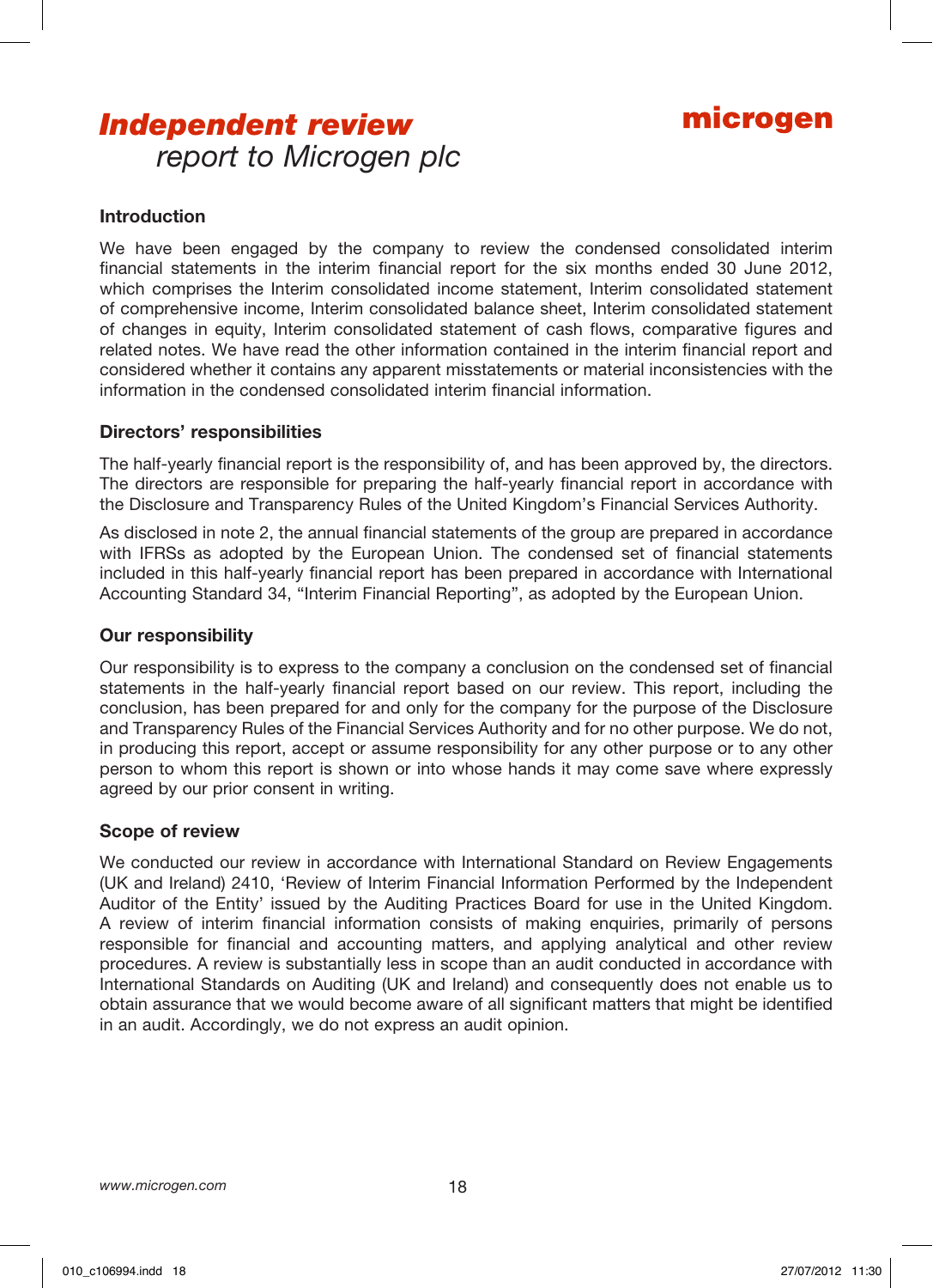# *Independent review* report to Microgen plc

microgen

### Introduction

We have been engaged by the company to review the condensed consolidated interim financial statements in the interim financial report for the six months ended 30 June 2012, which comprises the Interim consolidated income statement, Interim consolidated statement of comprehensive income, Interim consolidated balance sheet, Interim consolidated statement of changes in equity, Interim consolidated statement of cash flows, comparative figures and related notes. We have read the other information contained in the interim financial report and considered whether it contains any apparent misstatements or material inconsistencies with the information in the condensed consolidated interim financial information.

### Directors' responsibilities

The half-yearly financial report is the responsibility of, and has been approved by, the directors. The directors are responsible for preparing the half-yearly financial report in accordance with the Disclosure and Transparency Rules of the United Kingdom's Financial Services Authority.

As disclosed in note 2, the annual financial statements of the group are prepared in accordance with IFRSs as adopted by the European Union. The condensed set of financial statements included in this half-yearly financial report has been prepared in accordance with International Accounting Standard 34, "Interim Financial Reporting", as adopted by the European Union.

### Our responsibility

Our responsibility is to express to the company a conclusion on the condensed set of financial statements in the half-yearly financial report based on our review. This report, including the conclusion, has been prepared for and only for the company for the purpose of the Disclosure and Transparency Rules of the Financial Services Authority and for no other purpose. We do not, in producing this report, accept or assume responsibility for any other purpose or to any other person to whom this report is shown or into whose hands it may come save where expressly agreed by our prior consent in writing.

### Scope of review

We conducted our review in accordance with International Standard on Review Engagements (UK and Ireland) 2410, 'Review of Interim Financial Information Performed by the Independent Auditor of the Entity' issued by the Auditing Practices Board for use in the United Kingdom. A review of interim financial information consists of making enquiries, primarily of persons responsible for financial and accounting matters, and applying analytical and other review procedures. A review is substantially less in scope than an audit conducted in accordance with International Standards on Auditing (UK and Ireland) and consequently does not enable us to obtain assurance that we would become aware of all significant matters that might be identified in an audit. Accordingly, we do not express an audit opinion.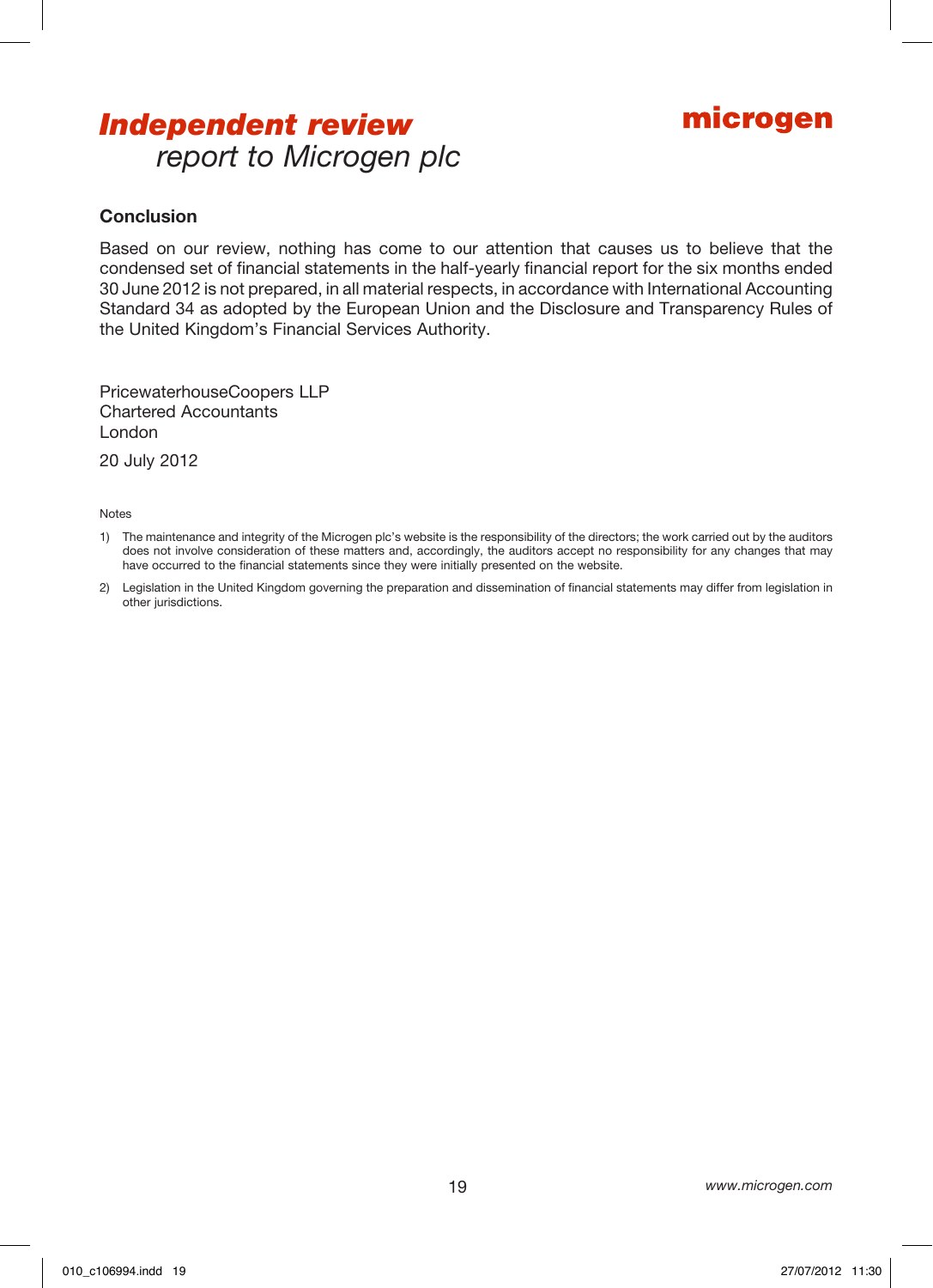# *Independent review* report to Microgen plc

microgen

## Conclusion

Based on our review, nothing has come to our attention that causes us to believe that the condensed set of financial statements in the half-yearly financial report for the six months ended 30 June 2012 is not prepared, in all material respects, in accordance with International Accounting Standard 34 as adopted by the European Union and the Disclosure and Transparency Rules of the United Kingdom's Financial Services Authority.

PricewaterhouseCoopers LLP
Chartered Accountants
London

20 July 2012

Notes

1) The maintenance and integrity of the Microgen plc's website is the responsibility of the directors; the work carried out by the auditors does not involve consideration of these matters and, accordingly, the auditors accept no responsibility for any changes that may have occurred to the financial statements since they were initially presented on the website.

2) Legislation in the United Kingdom governing the preparation and dissemination of financial statements may differ from legislation in other jurisdictions.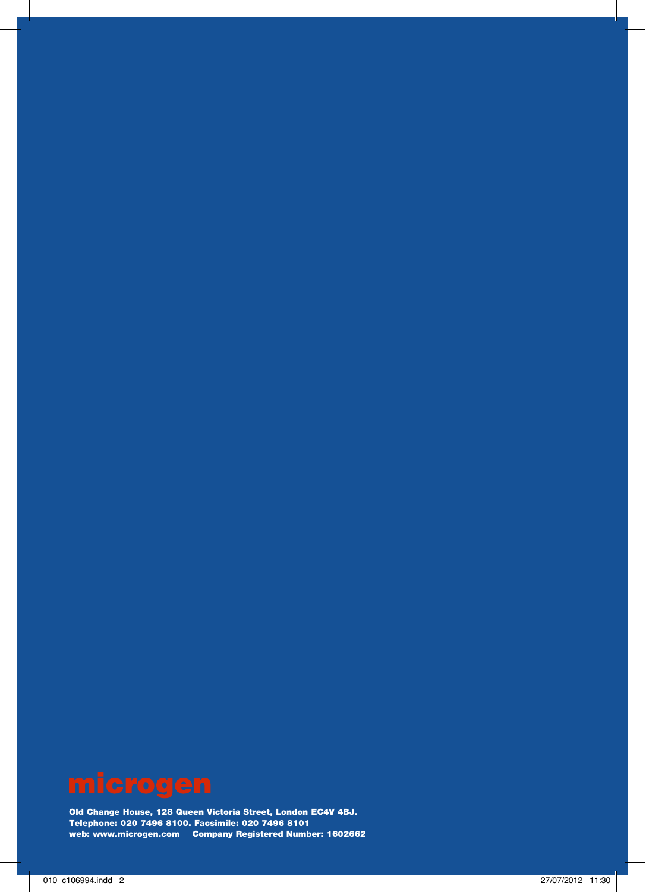microgen

**Old Change House, 128 Queen Victoria Street, London EC4V 4BJ.**
**Telephone: 020 7496 8100. Facsimile: 020 7496 8101**
**web: www.microgen.com Company Registered Number: 1602662**